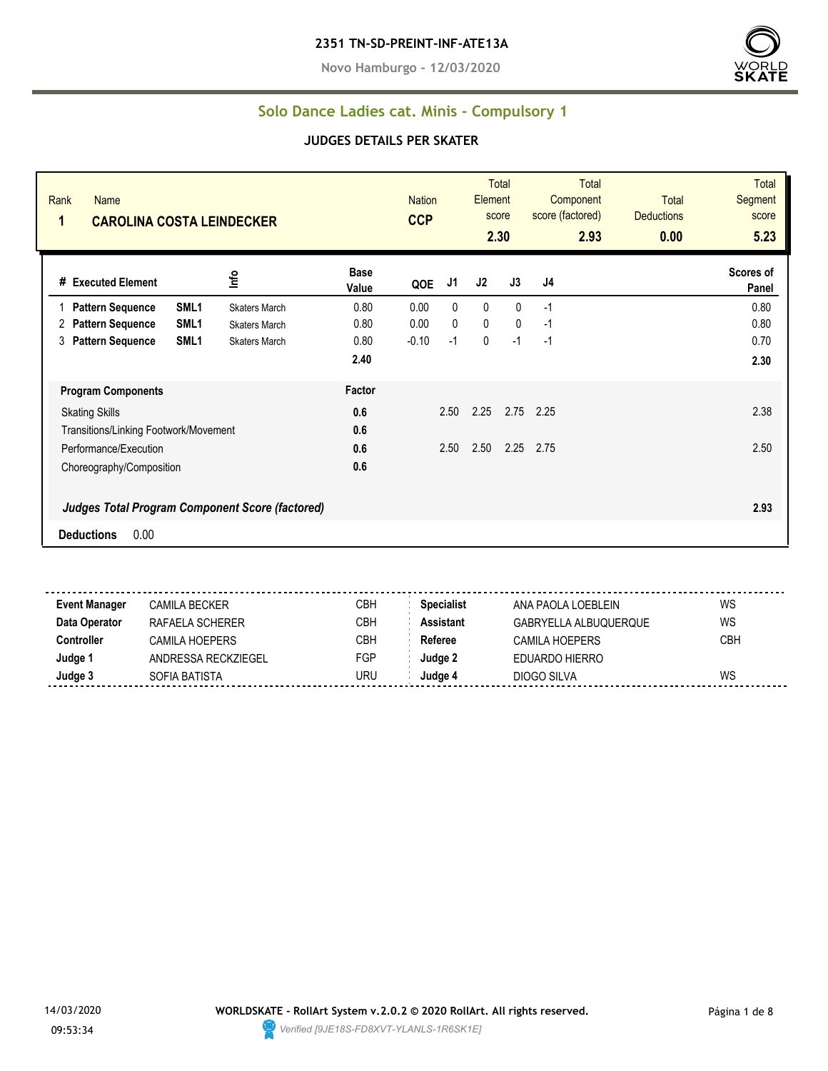**2351 TN-SD-PREINT-INF-ATE13A**

**Novo Hamburgo - 12/03/2020**

## Solo Dance Ladies cat. Minis - Compulsory 1

### JUDGES DETAILS PER SKATER

| Rank | Name | Nation | Total Element score | Total Component score (factored) | Total Deductions | Total Segment score |
|---|---|---|---|---|---|---|
| **1** | **CAROLINA COSTA LEINDECKER** | **CCP** | **2.30** | **2.93** | **0.00** | **5.23** |

| # | Executed Element | | Info | Base Value | QOE | J1 | J2 | J3 | J4 | Scores of Panel |
|---|---|---|---|---|---|---|---|---|---|---|
| 1 | **Pattern Sequence** | **SML1** | Skaters March | 0.80 | 0.00 | 0 | 0 | 0 | -1 | 0.80 |
| 2 | **Pattern Sequence** | **SML1** | Skaters March | 0.80 | 0.00 | 0 | 0 | 0 | -1 | 0.80 |
| 3 | **Pattern Sequence** | **SML1** | Skaters March | 0.80 | -0.10 | -1 | 0 | -1 | -1 | 0.70 |
| | | | | **2.40** | | | | | | **2.30** |

| **Program Components** | **Factor** | J1 | J2 | J3 | J4 | |
|---|---|---|---|---|---|---|
| Skating Skills | **0.6** | 2.50 | 2.25 | 2.75 | 2.25 | 2.38 |
| Transitions/Linking Footwork/Movement | **0.6** | | | | | |
| Performance/Execution | **0.6** | 2.50 | 2.50 | 2.25 | 2.75 | 2.50 |
| Choreography/Composition | **0.6** | | | | | |
| ***Judges Total Program Component Score (factored)*** | | | | | | **2.93** |

**Deductions** 0.00

| | | | | | |
|---|---|---|---|---|---|
| **Event Manager** | CAMILA BECKER | CBH | **Specialist** | ANA PAOLA LOEBLEIN | WS |
| **Data Operator** | RAFAELA SCHERER | CBH | **Assistant** | GABRYELLA ALBUQUERQUE | WS |
| **Controller** | CAMILA HOEPERS | CBH | **Referee** | CAMILA HOEPERS | CBH |
| **Judge 1** | ANDRESSA RECKZIEGEL | FGP | **Judge 2** | EDUARDO HIERRO | |
| **Judge 3** | SOFIA BATISTA | URU | **Judge 4** | DIOGO SILVA | WS |

14/03/2020 09:53:34

**WORLDSKATE - RollArt System v.2.0.2 © 2020 RollArt. All rights reserved.**

*Verified [9JE18S-FD8XVT-YLANLS-1R6SK1E]*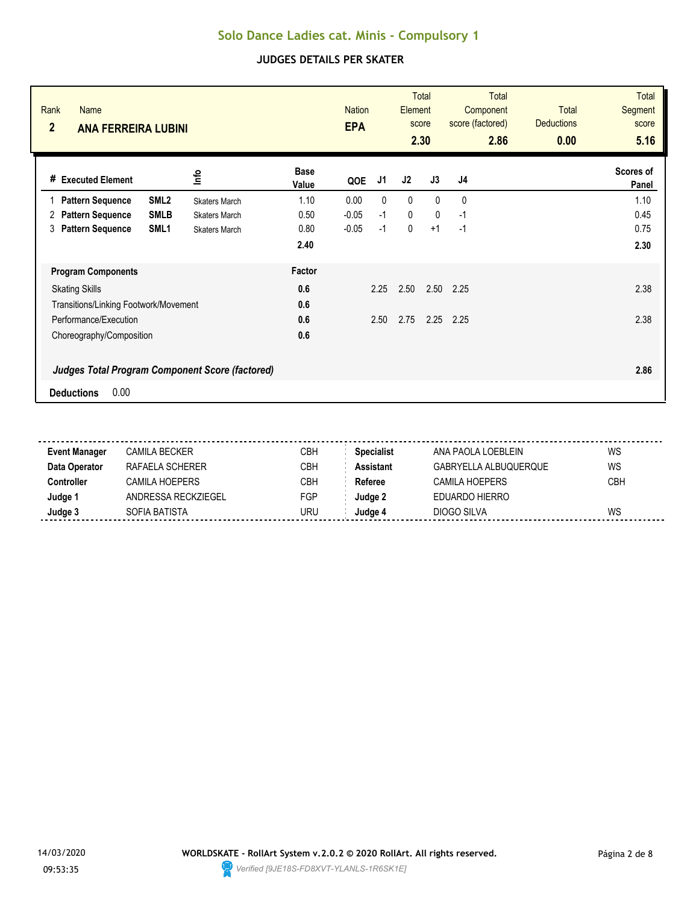# Solo Dance Ladies cat. Minis - Compulsory 1

## JUDGES DETAILS PER SKATER

| Rank | Name | Nation | Total Element score | Total Component score (factored) | Total Deductions | Total Segment score |
|---|---|---|---|---|---|---|
| **2** | **ANA FERREIRA LUBINI** | **EPA** | **2.30** | **2.86** | **0.00** | **5.16** |

| # | Executed Element | | Info | Base Value | QOE | J1 | J2 | J3 | J4 | Scores of Panel |
|---|---|---|---|---|---|---|---|---|---|---|
| 1 | **Pattern Sequence** | **SML2** | Skaters March | 1.10 | 0.00 | 0 | 0 | 0 | 0 | 1.10 |
| 2 | **Pattern Sequence** | **SMLB** | Skaters March | 0.50 | -0.05 | -1 | 0 | 0 | -1 | 0.45 |
| 3 | **Pattern Sequence** | **SML1** | Skaters March | 0.80 | -0.05 | -1 | 0 | +1 | -1 | 0.75 |
| | | | | **2.40** | | | | | | **2.30** |

| **Program Components** | **Factor** | J1 | J2 | J3 | J4 | |
|---|---|---|---|---|---|---|
| Skating Skills | **0.6** | 2.25 | 2.50 | 2.50 | 2.25 | 2.38 |
| Transitions/Linking Footwork/Movement | **0.6** | | | | | |
| Performance/Execution | **0.6** | 2.50 | 2.75 | 2.25 | 2.25 | 2.38 |
| Choreography/Composition | **0.6** | | | | | |
| ***Judges Total Program Component Score (factored)*** | | | | | | **2.86** |

**Deductions** 0.00

| | | | | | |
|---|---|---|---|---|---|
| **Event Manager** | CAMILA BECKER | CBH | **Specialist** | ANA PAOLA LOEBLEIN | WS |
| **Data Operator** | RAFAELA SCHERER | CBH | **Assistant** | GABRYELLA ALBUQUERQUE | WS |
| **Controller** | CAMILA HOEPERS | CBH | **Referee** | CAMILA HOEPERS | CBH |
| **Judge 1** | ANDRESSA RECKZIEGEL | FGP | **Judge 2** | EDUARDO HIERRO | |
| **Judge 3** | SOFIA BATISTA | URU | **Judge 4** | DIOGO SILVA | WS |

14/03/2020 09:53:35

**WORLDSKATE - RollArt System v.2.0.2 © 2020 RollArt. All rights reserved.**

*Verified [9JE18S-FD8XVT-YLANLS-1R6SK1E]*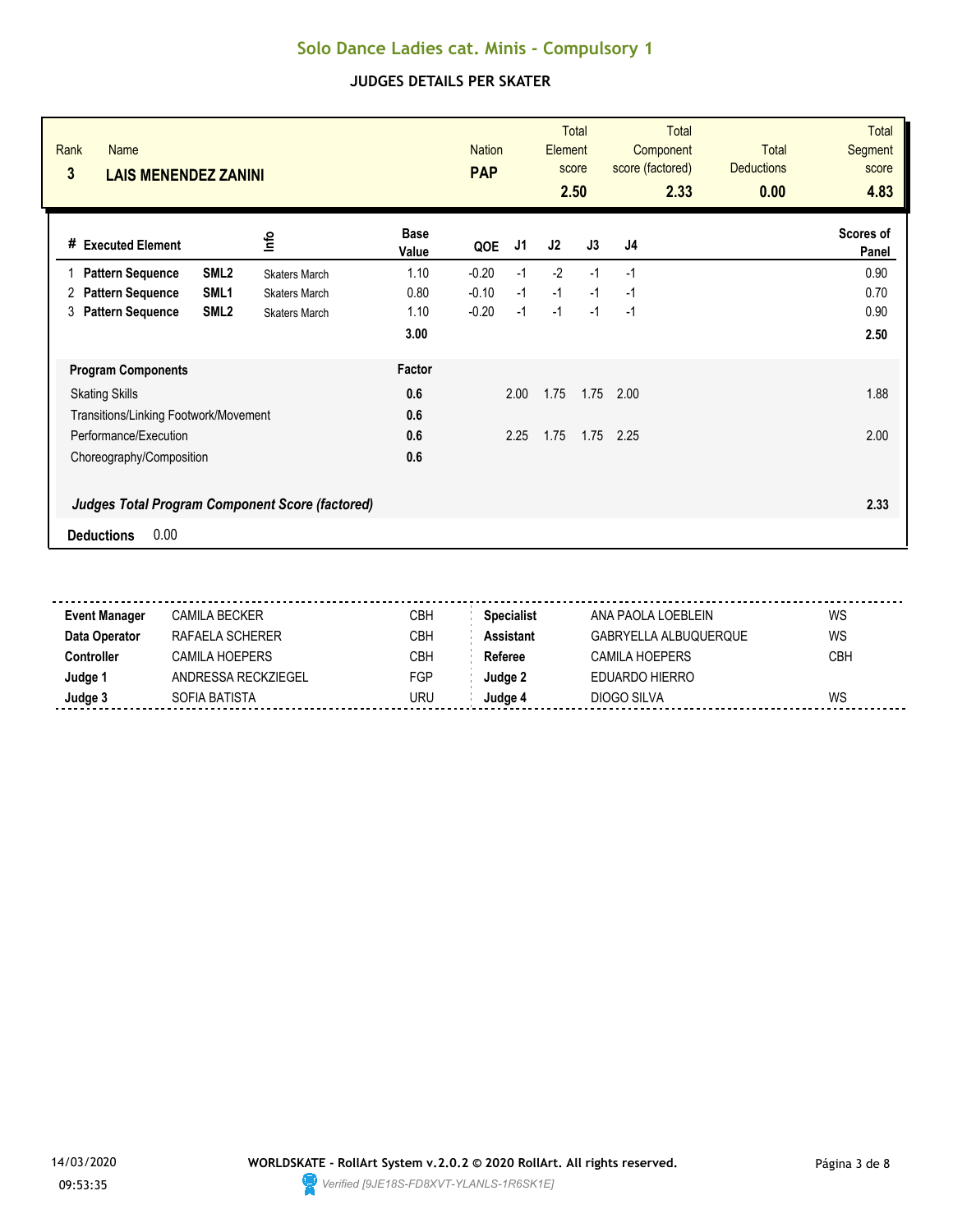# Solo Dance Ladies cat. Minis - Compulsory 1

## JUDGES DETAILS PER SKATER

| Rank | Name | Nation | Total Element score | Total Component score (factored) | Total Deductions | Total Segment score |
|---|---|---|---|---|---|---|
| 3 | LAIS MENENDEZ ZANINI | PAP | 2.50 | 2.33 | 0.00 | 4.83 |

| # | Executed Element | | Info | Base Value | QOE | J1 | J2 | J3 | J4 | Scores of Panel |
|---|---|---|---|---|---|---|---|---|---|---|
| 1 | Pattern Sequence | SML2 | Skaters March | 1.10 | -0.20 | -1 | -2 | -1 | -1 | 0.90 |
| 2 | Pattern Sequence | SML1 | Skaters March | 0.80 | -0.10 | -1 | -1 | -1 | -1 | 0.70 |
| 3 | Pattern Sequence | SML2 | Skaters March | 1.10 | -0.20 | -1 | -1 | -1 | -1 | 0.90 |
| | | | | 3.00 | | | | | | 2.50 |

| Program Components | Factor | J1 | J2 | J3 | J4 | |
|---|---|---|---|---|---|---|
| Skating Skills | 0.6 | 2.00 | 1.75 | 1.75 | 2.00 | 1.88 |
| Transitions/Linking Footwork/Movement | 0.6 | | | | | |
| Performance/Execution | 0.6 | 2.25 | 1.75 | 1.75 | 2.25 | 2.00 |
| Choreography/Composition | 0.6 | | | | | |
| ***Judges Total Program Component Score (factored)*** | | | | | | **2.33** |

**Deductions** 0.00

| | | | | | |
|---|---|---|---|---|---|
| **Event Manager** | CAMILA BECKER | CBH | **Specialist** | ANA PAOLA LOEBLEIN | WS |
| **Data Operator** | RAFAELA SCHERER | CBH | **Assistant** | GABRYELLA ALBUQUERQUE | WS |
| **Controller** | CAMILA HOEPERS | CBH | **Referee** | CAMILA HOEPERS | CBH |
| **Judge 1** | ANDRESSA RECKZIEGEL | FGP | **Judge 2** | EDUARDO HIERRO | |
| **Judge 3** | SOFIA BATISTA | URU | **Judge 4** | DIOGO SILVA | WS |

14/03/2020 09:53:35

WORLDSKATE - RollArt System v.2.0.2 © 2020 RollArt. All rights reserved.

Verified [9JE18S-FD8XVT-YLANLS-1R6SK1E]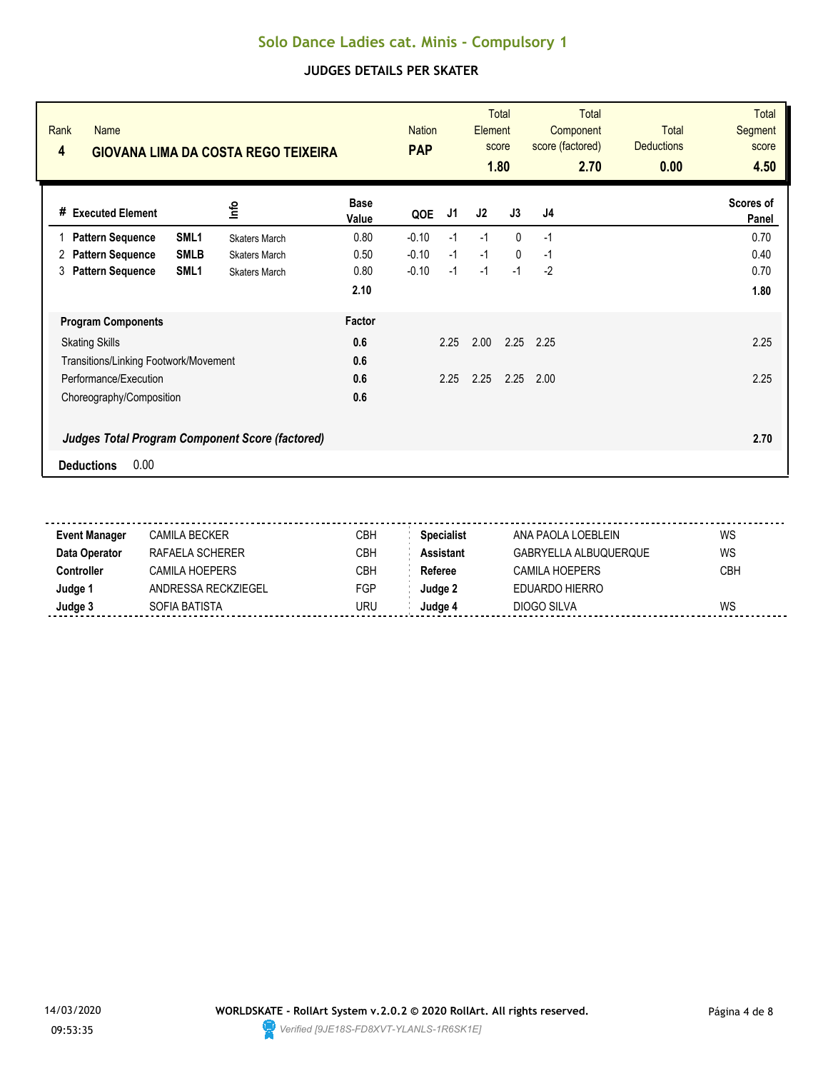# Solo Dance Ladies cat. Minis - Compulsory 1

## JUDGES DETAILS PER SKATER

| Rank | Name | Nation | Total Element score | Total Component score (factored) | Total Deductions | Total Segment score |
|---|---|---|---|---|---|---|
| 4 | GIOVANA LIMA DA COSTA REGO TEIXEIRA | PAP | 1.80 | 2.70 | 0.00 | 4.50 |

| # | Executed Element | | Info | Base Value | QOE | J1 | J2 | J3 | J4 | Scores of Panel |
|---|---|---|---|---|---|---|---|---|---|---|
| 1 | Pattern Sequence | SML1 | Skaters March | 0.80 | -0.10 | -1 | -1 | 0 | -1 | 0.70 |
| 2 | Pattern Sequence | SMLB | Skaters March | 0.50 | -0.10 | -1 | -1 | 0 | -1 | 0.40 |
| 3 | Pattern Sequence | SML1 | Skaters March | 0.80 | -0.10 | -1 | -1 | -1 | -2 | 0.70 |
| | | | | 2.10 | | | | | | 1.80 |

| Program Components | Factor | J1 | J2 | J3 | J4 | |
|---|---|---|---|---|---|---|
| Skating Skills | 0.6 | 2.25 | 2.00 | 2.25 | 2.25 | 2.25 |
| Transitions/Linking Footwork/Movement | 0.6 | | | | | |
| Performance/Execution | 0.6 | 2.25 | 2.25 | 2.25 | 2.00 | 2.25 |
| Choreography/Composition | 0.6 | | | | | |

***Judges Total Program Component Score (factored)*** **2.70**

**Deductions** 0.00

| | | | | | |
|---|---|---|---|---|---|
| **Event Manager** | CAMILA BECKER | CBH | **Specialist** | ANA PAOLA LOEBLEIN | WS |
| **Data Operator** | RAFAELA SCHERER | CBH | **Assistant** | GABRYELLA ALBUQUERQUE | WS |
| **Controller** | CAMILA HOEPERS | CBH | **Referee** | CAMILA HOEPERS | CBH |
| **Judge 1** | ANDRESSA RECKZIEGEL | FGP | **Judge 2** | EDUARDO HIERRO | |
| **Judge 3** | SOFIA BATISTA | URU | **Judge 4** | DIOGO SILVA | WS |

14/03/2020 09:53:35

**WORLDSKATE - RollArt System v.2.0.2 © 2020 RollArt. All rights reserved.**

*Verified [9JE18S-FD8XVT-YLANLS-1R6SK1E]*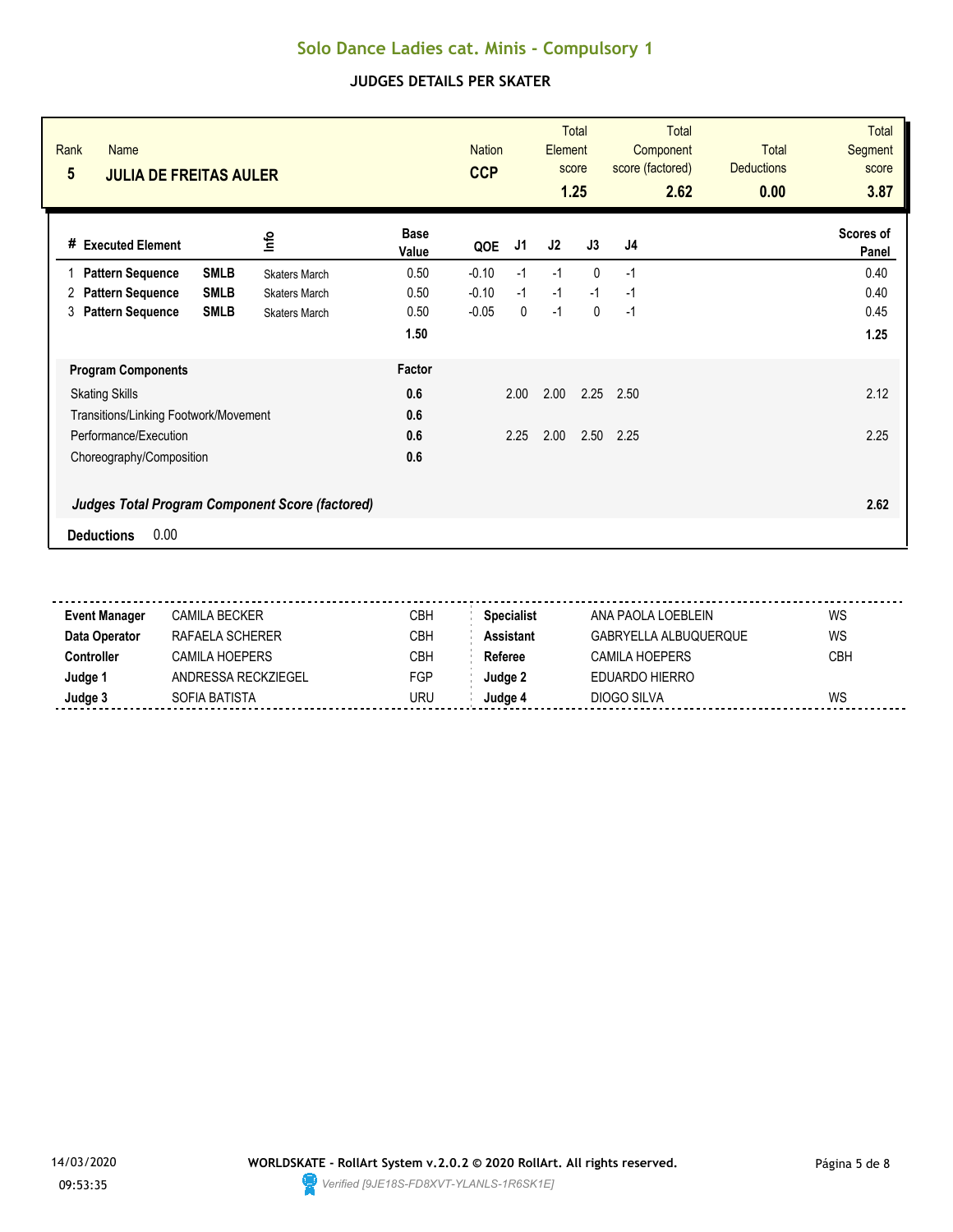# Solo Dance Ladies cat. Minis - Compulsory 1

## JUDGES DETAILS PER SKATER

| Rank | Name | Nation | Total Element score | Total Component score (factored) | Total Deductions | Total Segment score |
|---|---|---|---|---|---|---|
| 5 | **JULIA DE FREITAS AULER** | **CCP** | **1.25** | **2.62** | **0.00** | **3.87** |

| # | Executed Element | | Info | Base Value | QOE | J1 | J2 | J3 | J4 | Scores of Panel |
|---|---|---|---|---|---|---|---|---|---|---|
| 1 | **Pattern Sequence** | **SMLB** | Skaters March | 0.50 | -0.10 | -1 | -1 | 0 | -1 | 0.40 |
| 2 | **Pattern Sequence** | **SMLB** | Skaters March | 0.50 | -0.10 | -1 | -1 | -1 | -1 | 0.40 |
| 3 | **Pattern Sequence** | **SMLB** | Skaters March | 0.50 | -0.05 | 0 | -1 | 0 | -1 | 0.45 |
| | | | | **1.50** | | | | | | **1.25** |

| **Program Components** | **Factor** | J1 | J2 | J3 | J4 | |
|---|---|---|---|---|---|---|
| Skating Skills | **0.6** | 2.00 | 2.00 | 2.25 | 2.50 | 2.12 |
| Transitions/Linking Footwork/Movement | **0.6** | | | | | |
| Performance/Execution | **0.6** | 2.25 | 2.00 | 2.50 | 2.25 | 2.25 |
| Choreography/Composition | **0.6** | | | | | |
| ***Judges Total Program Component Score (factored)*** | | | | | | **2.62** |

**Deductions** 0.00

| | | | | | |
|---|---|---|---|---|---|
| **Event Manager** | CAMILA BECKER | CBH | **Specialist** | ANA PAOLA LOEBLEIN | WS |
| **Data Operator** | RAFAELA SCHERER | CBH | **Assistant** | GABRYELLA ALBUQUERQUE | WS |
| **Controller** | CAMILA HOEPERS | CBH | **Referee** | CAMILA HOEPERS | CBH |
| **Judge 1** | ANDRESSA RECKZIEGEL | FGP | **Judge 2** | EDUARDO HIERRO | |
| **Judge 3** | SOFIA BATISTA | URU | **Judge 4** | DIOGO SILVA | WS |

14/03/2020 09:53:35

**WORLDSKATE - RollArt System v.2.0.2 © 2020 RollArt. All rights reserved.**

*Verified [9JE18S-FD8XVT-YLANLS-1R6SK1E]*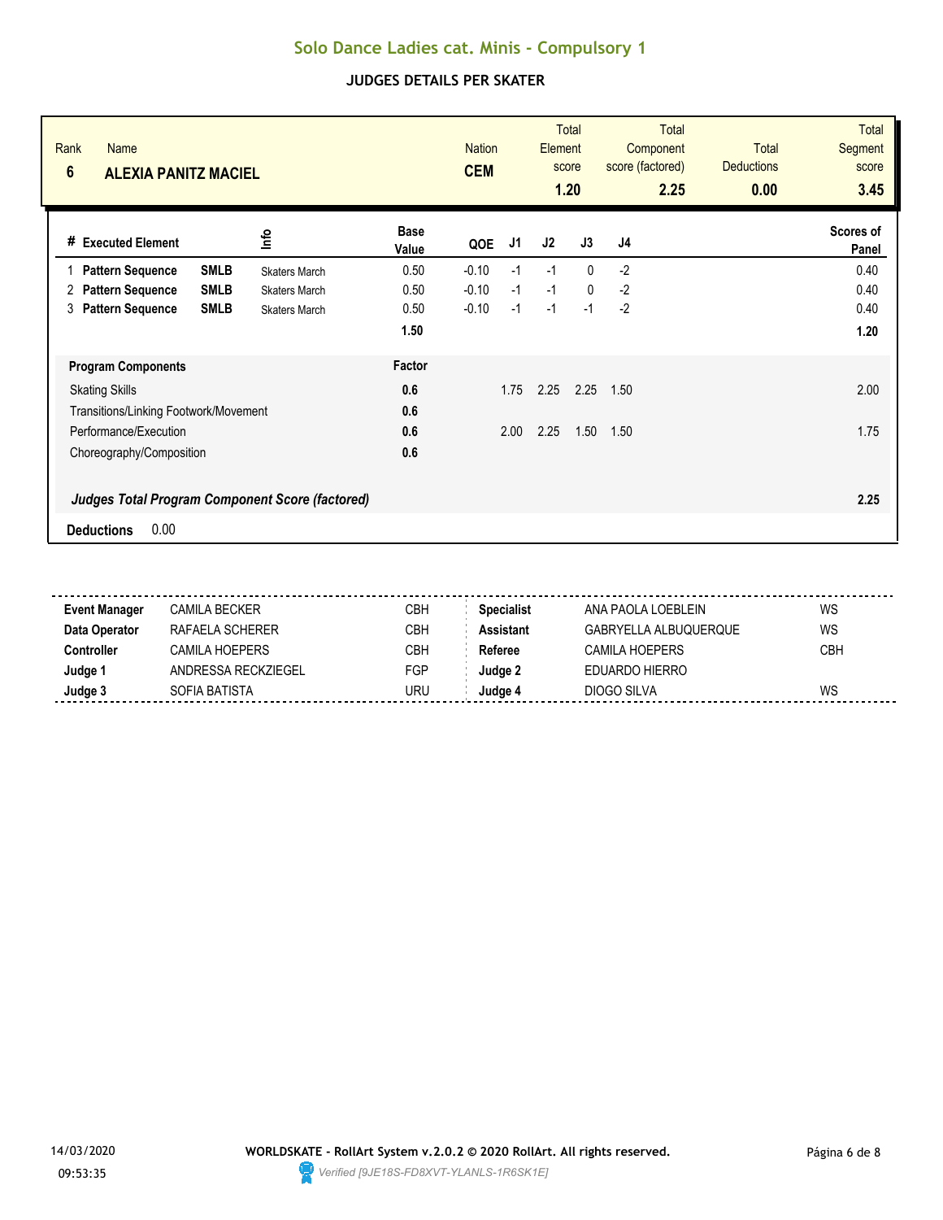# Solo Dance Ladies cat. Minis - Compulsory 1

## JUDGES DETAILS PER SKATER

| Rank | Name | Nation | Total Element score | Total Component score (factored) | Total Deductions | Total Segment score |
|---|---|---|---|---|---|---|
| 6 | **ALEXIA PANITZ MACIEL** | **CEM** | **1.20** | **2.25** | **0.00** | **3.45** |

| # | Executed Element | | Info | Base Value | QOE | J1 | J2 | J3 | J4 | Scores of Panel |
|---|---|---|---|---|---|---|---|---|---|---|
| 1 | **Pattern Sequence** | **SMLB** | Skaters March | 0.50 | -0.10 | -1 | -1 | 0 | -2 | 0.40 |
| 2 | **Pattern Sequence** | **SMLB** | Skaters March | 0.50 | -0.10 | -1 | -1 | 0 | -2 | 0.40 |
| 3 | **Pattern Sequence** | **SMLB** | Skaters March | 0.50 | -0.10 | -1 | -1 | -1 | -2 | 0.40 |
| | | | | **1.50** | | | | | | **1.20** |

| Program Components | Factor | J1 | J2 | J3 | J4 | Scores of Panel |
|---|---|---|---|---|---|---|
| Skating Skills | **0.6** | 1.75 | 2.25 | 2.25 | 1.50 | 2.00 |
| Transitions/Linking Footwork/Movement | **0.6** | | | | | |
| Performance/Execution | **0.6** | 2.00 | 2.25 | 1.50 | 1.50 | 1.75 |
| Choreography/Composition | **0.6** | | | | | |
| ***Judges Total Program Component Score (factored)*** | | | | | | **2.25** |

**Deductions** 0.00

| | | | | | |
|---|---|---|---|---|---|
| **Event Manager** | CAMILA BECKER | CBH | **Specialist** | ANA PAOLA LOEBLEIN | WS |
| **Data Operator** | RAFAELA SCHERER | CBH | **Assistant** | GABRYELLA ALBUQUERQUE | WS |
| **Controller** | CAMILA HOEPERS | CBH | **Referee** | CAMILA HOEPERS | CBH |
| **Judge 1** | ANDRESSA RECKZIEGEL | FGP | **Judge 2** | EDUARDO HIERRO | |
| **Judge 3** | SOFIA BATISTA | URU | **Judge 4** | DIOGO SILVA | WS |

14/03/2020
09:53:35

**WORLDSKATE - RollArt System v.2.0.2 © 2020 RollArt. All rights reserved.**

*Verified [9JE18S-FD8XVT-YLANLS-1R6SK1E]*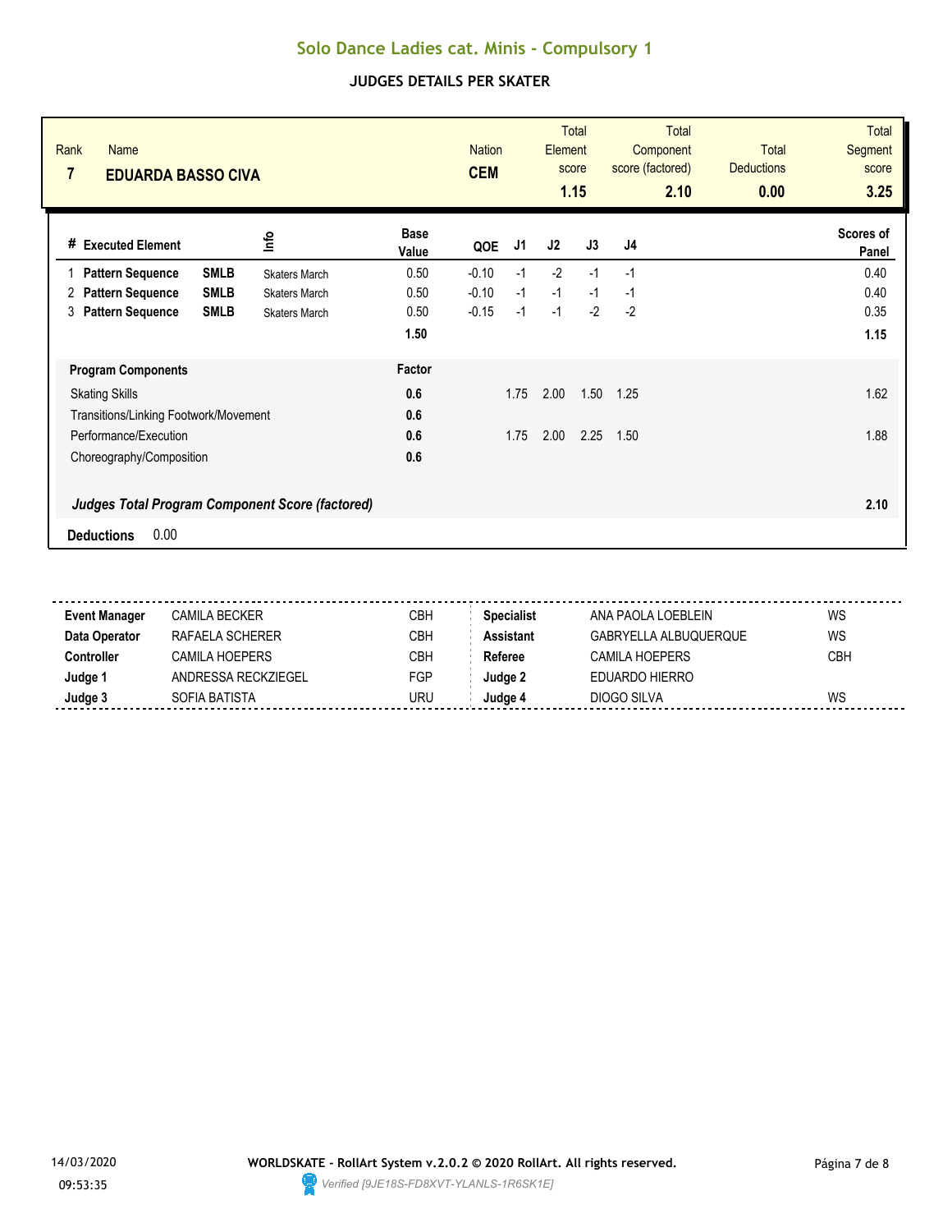# Solo Dance Ladies cat. Minis - Compulsory 1

## JUDGES DETAILS PER SKATER

| Rank | Name | Nation | Total Element score | Total Component score (factored) | Total Deductions | Total Segment score |
|---|---|---|---|---|---|---|
| 7 | **EDUARDA BASSO CIVA** | **CEM** | **1.15** | **2.10** | **0.00** | **3.25** |

| # | Executed Element | | Info | Base Value | QOE | J1 | J2 | J3 | J4 | Scores of Panel |
|---|---|---|---|---|---|---|---|---|---|---|
| 1 | **Pattern Sequence** | **SMLB** | Skaters March | 0.50 | -0.10 | -1 | -2 | -1 | -1 | 0.40 |
| 2 | **Pattern Sequence** | **SMLB** | Skaters March | 0.50 | -0.10 | -1 | -1 | -1 | -1 | 0.40 |
| 3 | **Pattern Sequence** | **SMLB** | Skaters March | 0.50 | -0.15 | -1 | -1 | -2 | -2 | 0.35 |
| | | | | **1.50** | | | | | | **1.15** |

| **Program Components** | **Factor** | J1 | J2 | J3 | J4 | |
|---|---|---|---|---|---|---|
| Skating Skills | **0.6** | 1.75 | 2.00 | 1.50 | 1.25 | 1.62 |
| Transitions/Linking Footwork/Movement | **0.6** | | | | | |
| Performance/Execution | **0.6** | 1.75 | 2.00 | 2.25 | 1.50 | 1.88 |
| Choreography/Composition | **0.6** | | | | | |
| ***Judges Total Program Component Score (factored)*** | | | | | | **2.10** |

**Deductions** 0.00

| | | | | | |
|---|---|---|---|---|---|
| **Event Manager** | CAMILA BECKER | CBH | **Specialist** | ANA PAOLA LOEBLEIN | WS |
| **Data Operator** | RAFAELA SCHERER | CBH | **Assistant** | GABRYELLA ALBUQUERQUE | WS |
| **Controller** | CAMILA HOEPERS | CBH | **Referee** | CAMILA HOEPERS | CBH |
| **Judge 1** | ANDRESSA RECKZIEGEL | FGP | **Judge 2** | EDUARDO HIERRO | |
| **Judge 3** | SOFIA BATISTA | URU | **Judge 4** | DIOGO SILVA | WS |

14/03/2020 09:53:35

**WORLDSKATE - RollArt System v.2.0.2 © 2020 RollArt. All rights reserved.**

*Verified [9JE18S-FD8XVT-YLANLS-1R6SK1E]*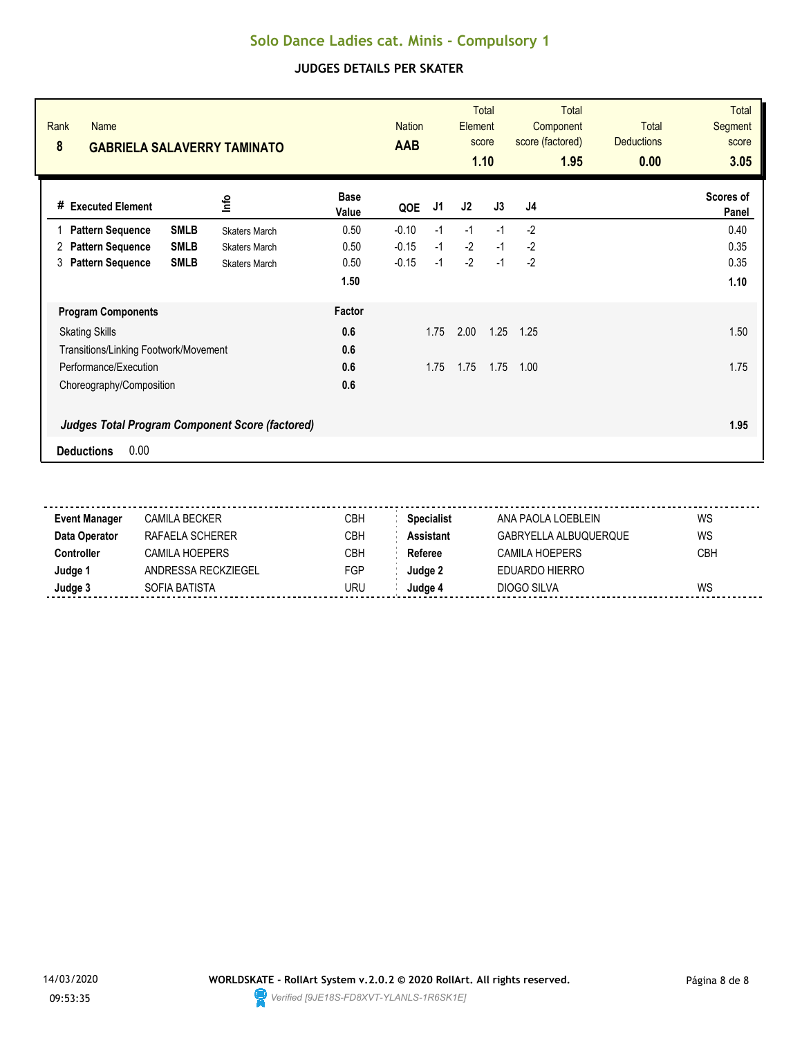# Solo Dance Ladies cat. Minis - Compulsory 1

## JUDGES DETAILS PER SKATER

| Rank | Name | Nation | Total Element score | Total Component score (factored) | Total Deductions | Total Segment score |
|---|---|---|---|---|---|---|
| 8 | GABRIELA SALAVERRY TAMINATO | AAB | 1.10 | 1.95 | 0.00 | 3.05 |

| # | Executed Element | | Info | Base Value | QOE | J1 | J2 | J3 | J4 | Scores of Panel |
|---|---|---|---|---|---|---|---|---|---|---|
| 1 | Pattern Sequence | SMLB | Skaters March | 0.50 | -0.10 | -1 | -1 | -1 | -2 | 0.40 |
| 2 | Pattern Sequence | SMLB | Skaters March | 0.50 | -0.15 | -1 | -2 | -1 | -2 | 0.35 |
| 3 | Pattern Sequence | SMLB | Skaters March | 0.50 | -0.15 | -1 | -2 | -1 | -2 | 0.35 |
| | | | | 1.50 | | | | | | 1.10 |

| Program Components | Factor | J1 | J2 | J3 | J4 | |
|---|---|---|---|---|---|---|
| Skating Skills | 0.6 | 1.75 | 2.00 | 1.25 | 1.25 | 1.50 |
| Transitions/Linking Footwork/Movement | 0.6 | | | | | |
| Performance/Execution | 0.6 | 1.75 | 1.75 | 1.75 | 1.00 | 1.75 |
| Choreography/Composition | 0.6 | | | | | |
| ***Judges Total Program Component Score (factored)*** | | | | | | 1.95 |

**Deductions** 0.00

| | | | | | |
|---|---|---|---|---|---|
| **Event Manager** | CAMILA BECKER | CBH | **Specialist** | ANA PAOLA LOEBLEIN | WS |
| **Data Operator** | RAFAELA SCHERER | CBH | **Assistant** | GABRYELLA ALBUQUERQUE | WS |
| **Controller** | CAMILA HOEPERS | CBH | **Referee** | CAMILA HOEPERS | CBH |
| **Judge 1** | ANDRESSA RECKZIEGEL | FGP | **Judge 2** | EDUARDO HIERRO | |
| **Judge 3** | SOFIA BATISTA | URU | **Judge 4** | DIOGO SILVA | WS |

14/03/2020 09:53:35

WORLDSKATE - RollArt System v.2.0.2 © 2020 RollArt. All rights reserved.

Verified [9JE18S-FD8XVT-YLANLS-1R6SK1E]